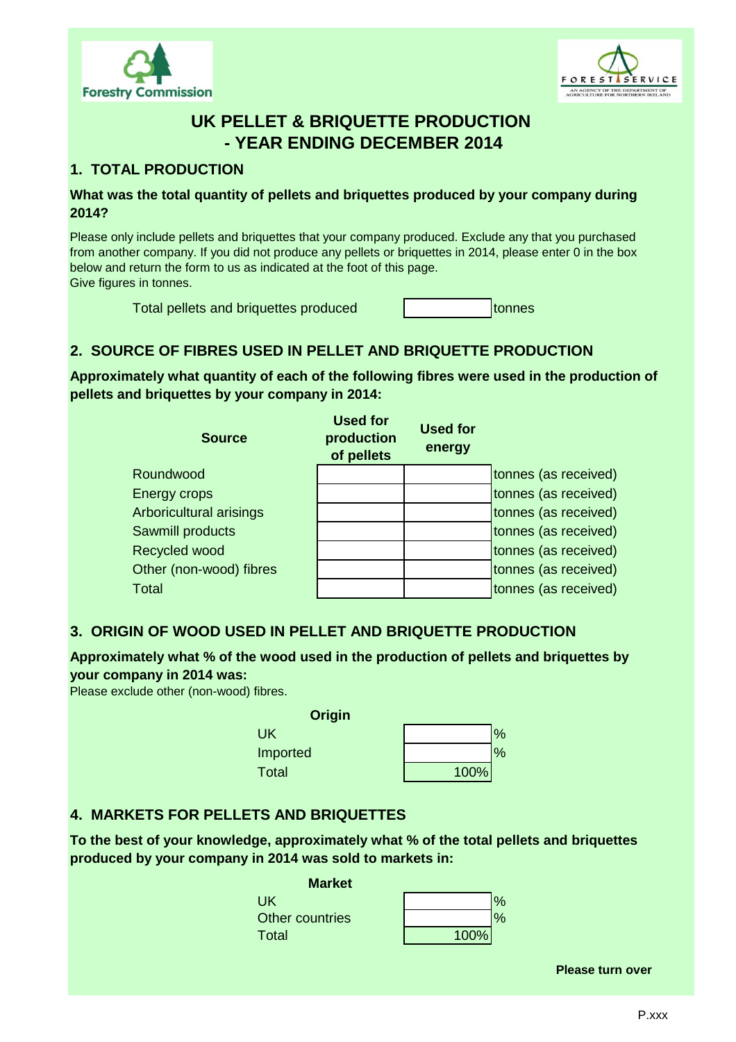Forestry Commission

FOREST SERVICE
AN AGENCY OF THE DEPARTMENT OF AGRICULTURE FOR NORTHERN IRELAND

# UK PELLET & BRIQUETTE PRODUCTION - YEAR ENDING DECEMBER 2014

## 1. TOTAL PRODUCTION

**What was the total quantity of pellets and briquettes produced by your company during 2014?**

Please only include pellets and briquettes that your company produced. Exclude any that you purchased from another company. If you did not produce any pellets or briquettes in 2014, please enter 0 in the box below and return the form to us as indicated at the foot of this page.
Give figures in tonnes.

| | | |
|---|---|---|
| Total pellets and briquettes produced | | tonnes |

## 2. SOURCE OF FIBRES USED IN PELLET AND BRIQUETTE PRODUCTION

**Approximately what quantity of each of the following fibres were used in the production of pellets and briquettes by your company in 2014:**

| Source | Used for production of pellets | Used for energy | |
|---|---|---|---|
| Roundwood | | | tonnes (as received) |
| Energy crops | | | tonnes (as received) |
| Arboricultural arisings | | | tonnes (as received) |
| Sawmill products | | | tonnes (as received) |
| Recycled wood | | | tonnes (as received) |
| Other (non-wood) fibres | | | tonnes (as received) |
| Total | | | tonnes (as received) |

## 3. ORIGIN OF WOOD USED IN PELLET AND BRIQUETTE PRODUCTION

**Approximately what % of the wood used in the production of pellets and briquettes by your company in 2014 was:**
Please exclude other (non-wood) fibres.

| Origin | | |
|---|---|---|
| UK | | % |
| Imported | | % |
| Total | 100% | |

## 4. MARKETS FOR PELLETS AND BRIQUETTES

**To the best of your knowledge, approximately what % of the total pellets and briquettes produced by your company in 2014 was sold to markets in:**

| Market | | |
|---|---|---|
| UK | | % |
| Other countries | | % |
| Total | 100% | |

**Please turn over**

P.xxx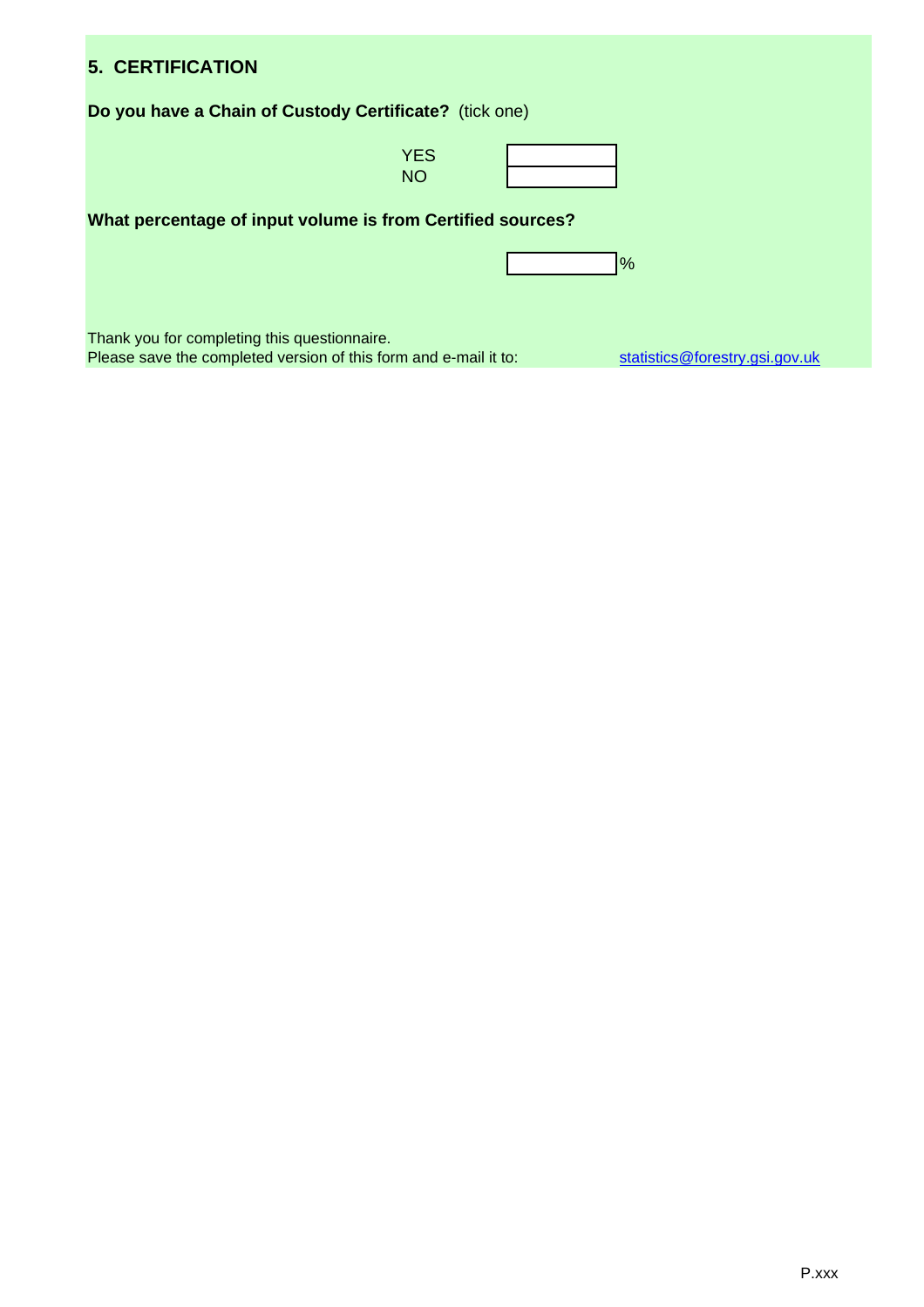## 5. CERTIFICATION

**Do you have a Chain of Custody Certificate?** (tick one)

| | |
|---|---|
| YES | |
| NO | |

**What percentage of input volume is from Certified sources?**

| | |
|---|---|
| | % |

Thank you for completing this questionnaire.
Please save the completed version of this form and e-mail it to: statistics@forestry.gsi.gov.uk

P.xxx